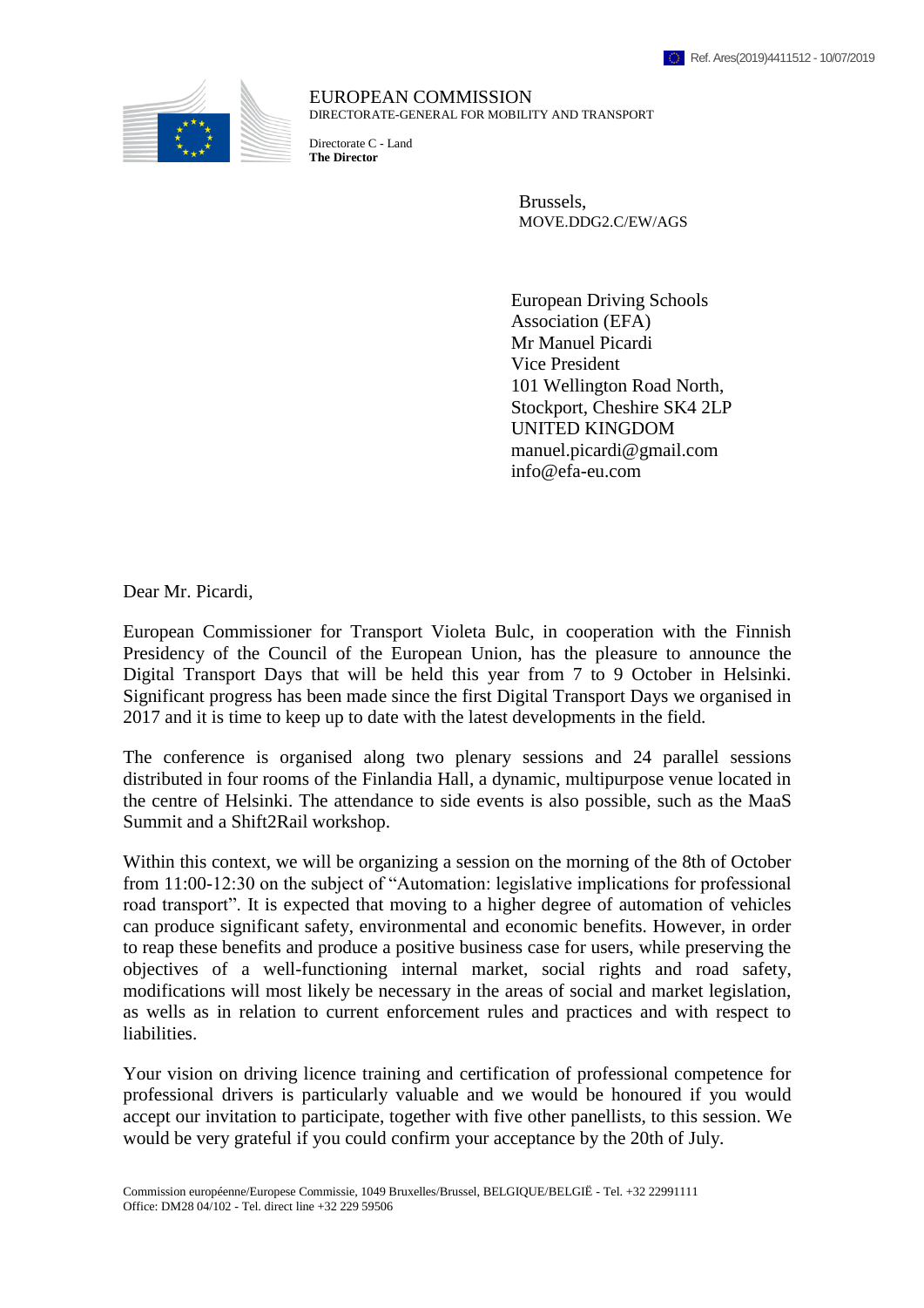Ref. Ares(2019)4411512 - 10/07/2019

EUROPEAN COMMISSION
DIRECTORATE-GENERAL FOR MOBILITY AND TRANSPORT

Directorate C - Land
**The Director**

Brussels,
MOVE.DDG2.C/EW/AGS

European Driving Schools Association (EFA)
Mr Manuel Picardi
Vice President
101 Wellington Road North,
Stockport, Cheshire SK4 2LP
UNITED KINGDOM
manuel.picardi@gmail.com
info@efa-eu.com

Dear Mr. Picardi,

European Commissioner for Transport Violeta Bulc, in cooperation with the Finnish Presidency of the Council of the European Union, has the pleasure to announce the Digital Transport Days that will be held this year from 7 to 9 October in Helsinki. Significant progress has been made since the first Digital Transport Days we organised in 2017 and it is time to keep up to date with the latest developments in the field.

The conference is organised along two plenary sessions and 24 parallel sessions distributed in four rooms of the Finlandia Hall, a dynamic, multipurpose venue located in the centre of Helsinki. The attendance to side events is also possible, such as the MaaS Summit and a Shift2Rail workshop.

Within this context, we will be organizing a session on the morning of the 8th of October from 11:00-12:30 on the subject of "Automation: legislative implications for professional road transport". It is expected that moving to a higher degree of automation of vehicles can produce significant safety, environmental and economic benefits. However, in order to reap these benefits and produce a positive business case for users, while preserving the objectives of a well-functioning internal market, social rights and road safety, modifications will most likely be necessary in the areas of social and market legislation, as wells as in relation to current enforcement rules and practices and with respect to liabilities.

Your vision on driving licence training and certification of professional competence for professional drivers is particularly valuable and we would be honoured if you would accept our invitation to participate, together with five other panellists, to this session. We would be very grateful if you could confirm your acceptance by the 20th of July.

Commission européenne/Europese Commissie, 1049 Bruxelles/Brussel, BELGIQUE/BELGIË - Tel. +32 22991111
Office: DM28 04/102 - Tel. direct line +32 229 59506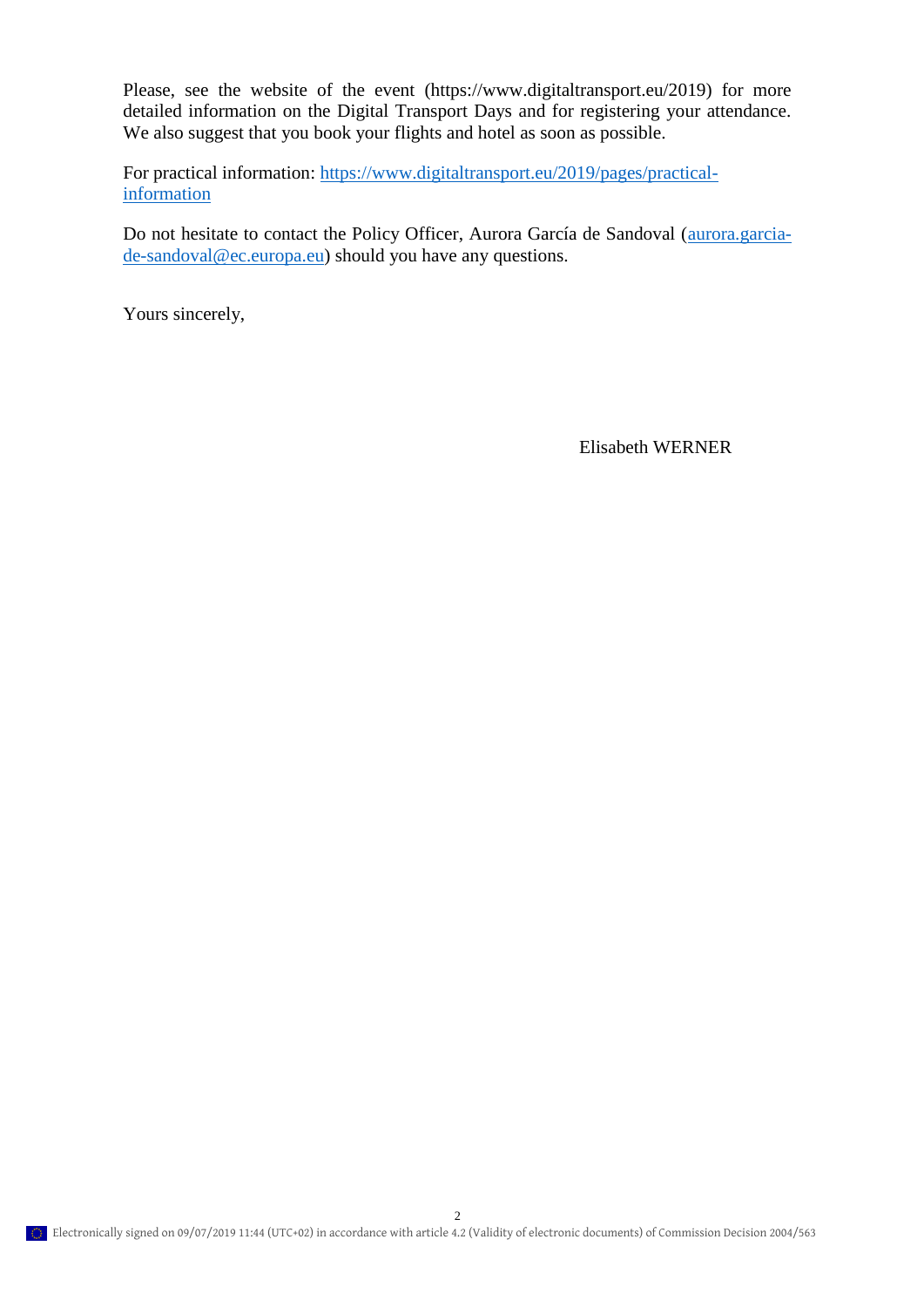Please, see the website of the event (https://www.digitaltransport.eu/2019) for more detailed information on the Digital Transport Days and for registering your attendance. We also suggest that you book your flights and hotel as soon as possible.

For practical information: https://www.digitaltransport.eu/2019/pages/practical-information

Do not hesitate to contact the Policy Officer, Aurora García de Sandoval (aurora.garcia-de-sandoval@ec.europa.eu) should you have any questions.

Yours sincerely,

Elisabeth WERNER

Electronically signed on 09/07/2019 11:44 (UTC+02) in accordance with article 4.2 (Validity of electronic documents) of Commission Decision 2004/563